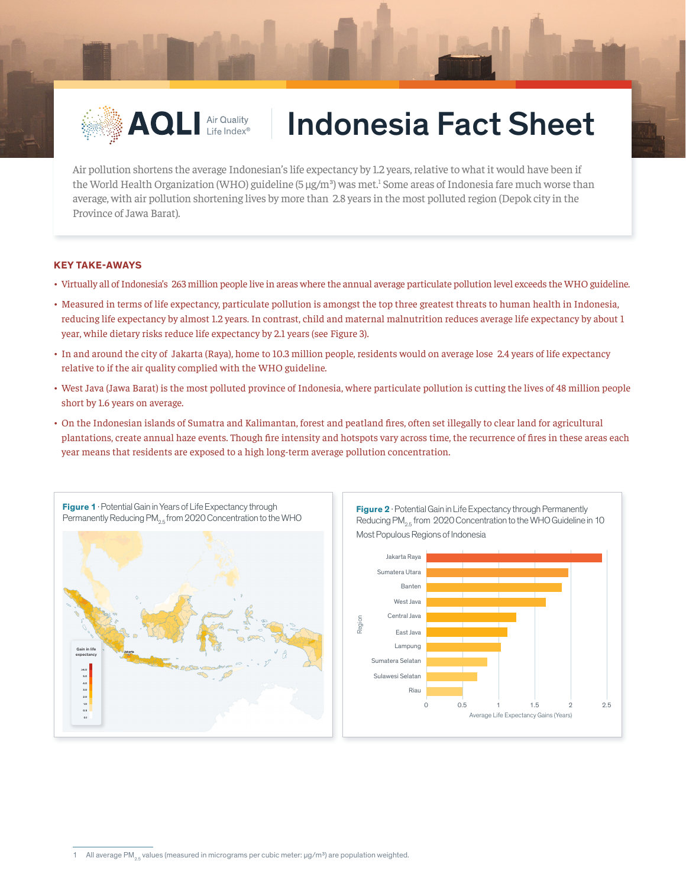# AQLI Air Quality Life Index® — Indonesia Fact Sheet

Air pollution shortens the average Indonesian's life expectancy by 1.2 years, relative to what it would have been if the World Health Organization (WHO) guideline (5 µg/m³) was met.[1] Some areas of Indonesia fare much worse than average, with air pollution shortening lives by more than 2.8 years in the most polluted region (Depok city in the Province of Jawa Barat).

## KEY TAKE-AWAYS

- Virtually all of Indonesia's 263 million people live in areas where the annual average particulate pollution level exceeds the WHO guideline.
- Measured in terms of life expectancy, particulate pollution is amongst the top three greatest threats to human health in Indonesia, reducing life expectancy by almost 1.2 years. In contrast, child and maternal malnutrition reduces average life expectancy by about 1 year, while dietary risks reduce life expectancy by 2.1 years (see Figure 3).
- In and around the city of Jakarta (Raya), home to 10.3 million people, residents would on average lose 2.4 years of life expectancy relative to if the air quality complied with the WHO guideline.
- West Java (Jawa Barat) is the most polluted province of Indonesia, where particulate pollution is cutting the lives of 48 million people short by 1.6 years on average.
- On the Indonesian islands of Sumatra and Kalimantan, forest and peatland fires, often set illegally to clear land for agricultural plantations, create annual haze events. Though fire intensity and hotspots vary across time, the recurrence of fires in these areas each year means that residents are exposed to a high long-term average pollution concentration.

**Figure 1** · Potential Gain in Years of Life Expectancy through Permanently Reducing $PM_{2.5}$ from 2020 Concentration to the WHO

**Figure 2** · Potential Gain in Life Expectancy through Permanently Reducing $PM_{2.5}$ from 2020 Concentration to the WHO Guideline in 10 Most Populous Regions of Indonesia

---

1 All average $PM_{2.5}$ values (measured in micrograms per cubic meter: µg/m³) are population weighted.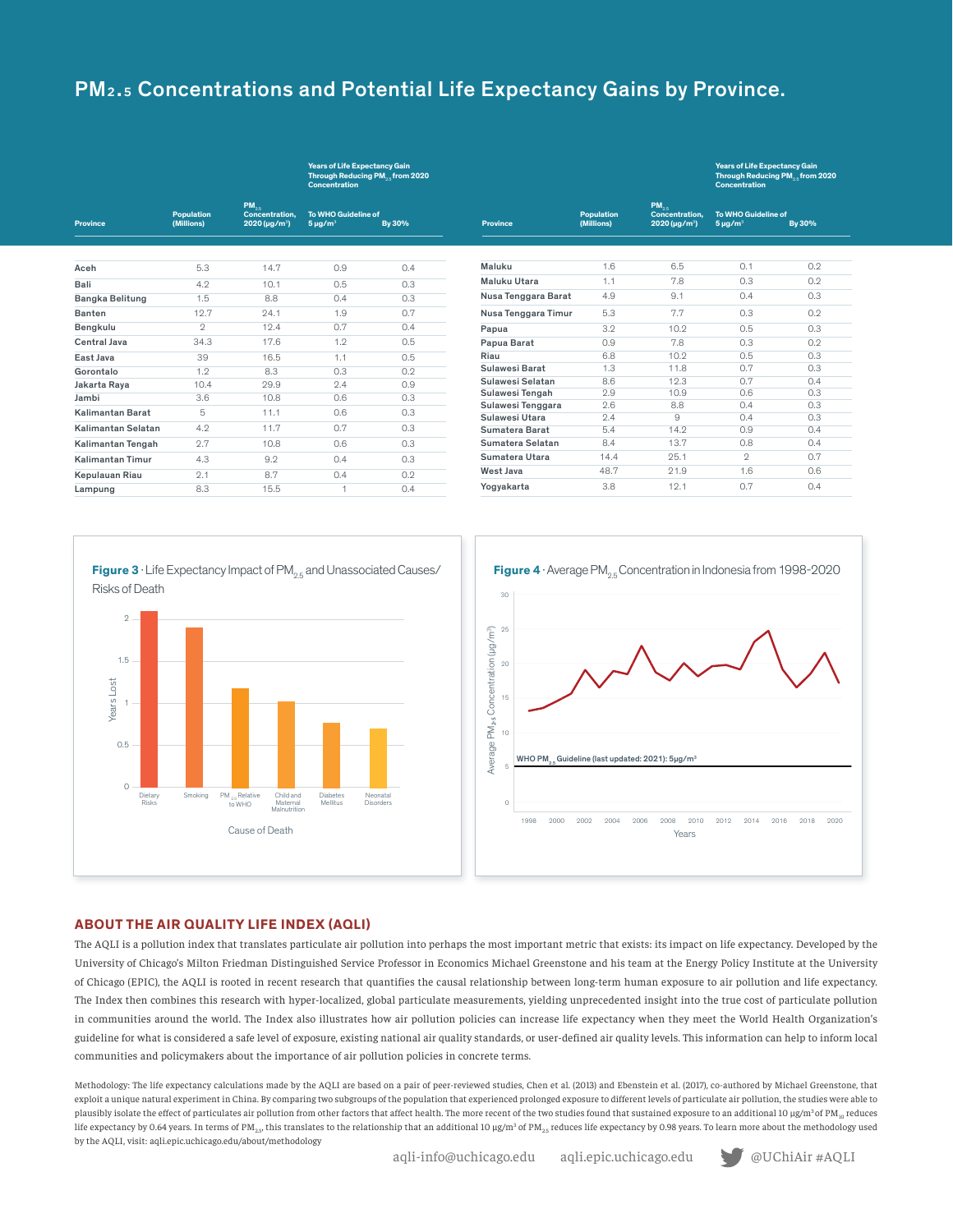# PM2.5 Concentrations and Potential Life Expectancy Gains by Province.

| Province | Population (Millions) | $PM_{2.5}$ Concentration, 2020 (µg/m³) | Years of Life Expectancy Gain Through Reducing $PM_{2.5}$ from 2020 Concentration: To WHO Guideline of 5 µg/m³ | Years of Life Expectancy Gain Through Reducing $PM_{2.5}$ from 2020 Concentration: By 30% |
|---|---|---|---|---|
| Aceh | 5.3 | 14.7 | 0.9 | 0.4 |
| Bali | 4.2 | 10.1 | 0.5 | 0.3 |
| Bangka Belitung | 1.5 | 8.8 | 0.4 | 0.3 |
| Banten | 12.7 | 24.1 | 1.9 | 0.7 |
| Bengkulu | 2 | 12.4 | 0.7 | 0.4 |
| Central Java | 34.3 | 17.6 | 1.2 | 0.5 |
| East Java | 39 | 16.5 | 1.1 | 0.5 |
| Gorontalo | 1.2 | 8.3 | 0.3 | 0.2 |
| Jakarta Raya | 10.4 | 29.9 | 2.4 | 0.9 |
| Jambi | 3.6 | 10.8 | 0.6 | 0.3 |
| Kalimantan Barat | 5 | 11.1 | 0.6 | 0.3 |
| Kalimantan Selatan | 4.2 | 11.7 | 0.7 | 0.3 |
| Kalimantan Tengah | 2.7 | 10.8 | 0.6 | 0.3 |
| Kalimantan Timur | 4.3 | 9.2 | 0.4 | 0.3 |
| Kepulauan Riau | 2.1 | 8.7 | 0.4 | 0.2 |
| Lampung | 8.3 | 15.5 | 1 | 0.4 |
| Maluku | 1.6 | 6.5 | 0.1 | 0.2 |
| Maluku Utara | 1.1 | 7.8 | 0.3 | 0.2 |
| Nusa Tenggara Barat | 4.9 | 9.1 | 0.4 | 0.3 |
| Nusa Tenggara Timur | 5.3 | 7.7 | 0.3 | 0.2 |
| Papua | 3.2 | 10.2 | 0.5 | 0.3 |
| Papua Barat | 0.9 | 7.8 | 0.3 | 0.2 |
| Riau | 6.8 | 10.2 | 0.5 | 0.3 |
| Sulawesi Barat | 1.3 | 11.8 | 0.7 | 0.3 |
| Sulawesi Selatan | 8.6 | 12.3 | 0.7 | 0.4 |
| Sulawesi Tengah | 2.9 | 10.9 | 0.6 | 0.3 |
| Sulawesi Tenggara | 2.6 | 8.8 | 0.4 | 0.3 |
| Sulawesi Utara | 2.4 | 9 | 0.4 | 0.3 |
| Sumatera Barat | 5.4 | 14.2 | 0.9 | 0.4 |
| Sumatera Selatan | 8.4 | 13.7 | 0.8 | 0.4 |
| Sumatera Utara | 14.4 | 25.1 | 2 | 0.7 |
| West Java | 48.7 | 21.9 | 1.6 | 0.6 |
| Yogyakarta | 3.8 | 12.1 | 0.7 | 0.4 |

**Figure 3** · Life Expectancy Impact of $PM_{2.5}$ and Unassociated Causes/ Risks of Death

Years Lost

0, 0.5, 1, 1.5, 2

Dietary Risks, Smoking, $PM_{2.5}$ Relative to WHO, Child and Maternal Malnutrition, Diabetes Mellitus, Neonatal Disorders

Cause of Death

**Figure 4** · Average $PM_{2.5}$ Concentration in Indonesia from 1998-2020

Average $PM_{2.5}$ Concentration (µg/m³)

0, 5, 10, 15, 20, 25, 30

WHO $PM_{2.5}$ Guideline (last updated: 2021): 5µg/m³

1998, 2000, 2002, 2004, 2006, 2008, 2010, 2012, 2014, 2016, 2018, 2020

Years

## ABOUT THE AIR QUALITY LIFE INDEX (AQLI)

The AQLI is a pollution index that translates particulate air pollution into perhaps the most important metric that exists: its impact on life expectancy. Developed by the University of Chicago's Milton Friedman Distinguished Service Professor in Economics Michael Greenstone and his team at the Energy Policy Institute at the University of Chicago (EPIC), the AQLI is rooted in recent research that quantifies the causal relationship between long-term human exposure to air pollution and life expectancy. The Index then combines this research with hyper-localized, global particulate measurements, yielding unprecedented insight into the true cost of particulate pollution in communities around the world. The Index also illustrates how air pollution policies can increase life expectancy when they meet the World Health Organization's guideline for what is considered a safe level of exposure, existing national air quality standards, or user-defined air quality levels. This information can help to inform local communities and policymakers about the importance of air pollution policies in concrete terms.

Methodology: The life expectancy calculations made by the AQLI are based on a pair of peer-reviewed studies, Chen et al. (2013) and Ebenstein et al. (2017), co-authored by Michael Greenstone, that exploit a unique natural experiment in China. By comparing two subgroups of the population that experienced prolonged exposure to different levels of particulate air pollution, the studies were able to plausibly isolate the effect of particulates air pollution from other factors that affect health. The more recent of the two studies found that sustained exposure to an additional 10 µg/m³ of $PM_{10}$ reduces life expectancy by 0.64 years. In terms of $PM_{2.5}$, this translates to the relationship that an additional 10 µg/m³ of $PM_{2.5}$ reduces life expectancy by 0.98 years. To learn more about the methodology used by the AQLI, visit: aqli.epic.uchicago.edu/about/methodology

aqli-info@uchicago.edu aqli.epic.uchicago.edu @UChiAir #AQLI